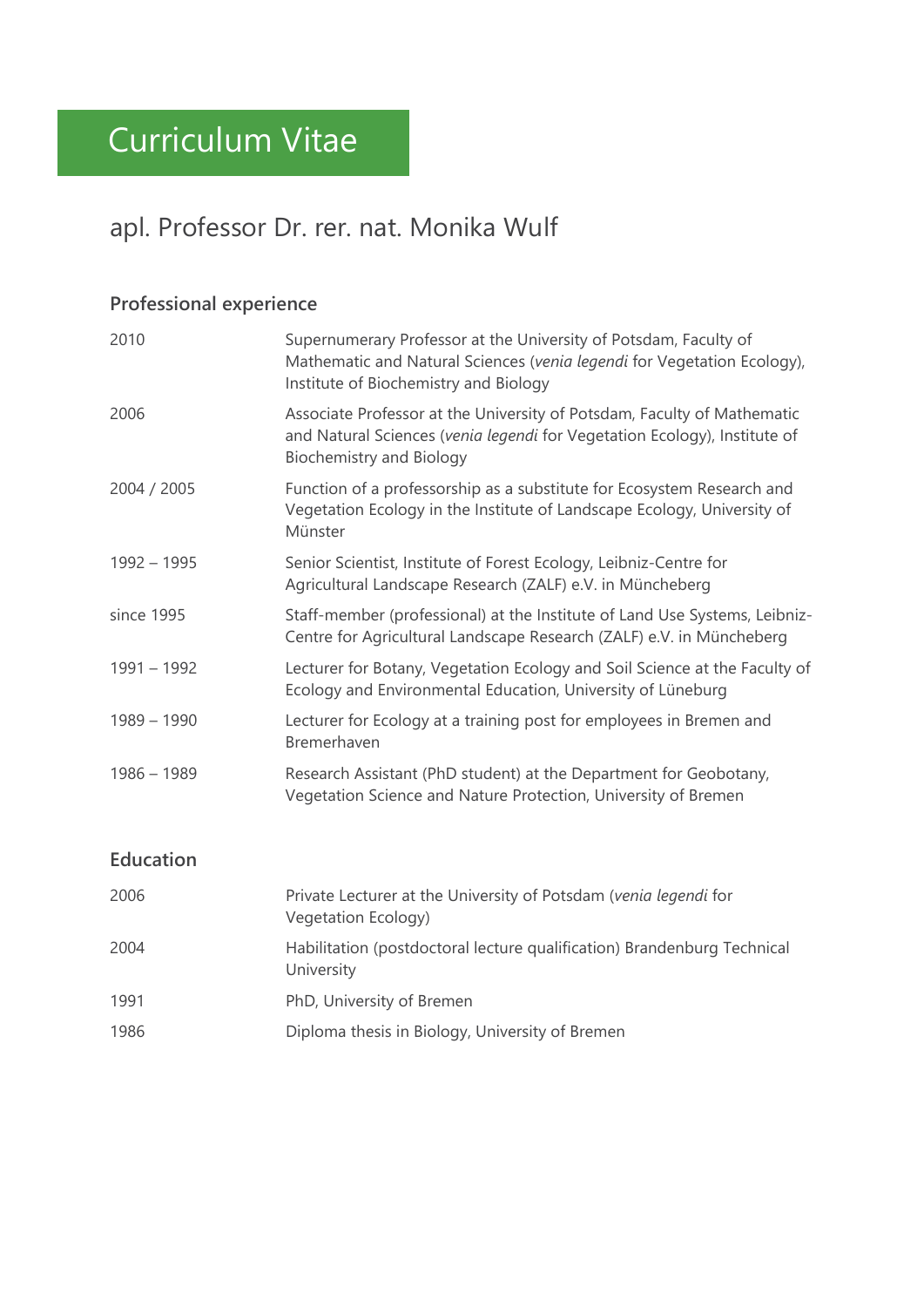# Curriculum Vitae

## apl. Professor Dr. rer. nat. Monika Wulf

### Professional experience

| | |
|---|---|
| 2010 | Supernumerary Professor at the University of Potsdam, Faculty of Mathematic and Natural Sciences (*venia legendi* for Vegetation Ecology), Institute of Biochemistry and Biology |
| 2006 | Associate Professor at the University of Potsdam, Faculty of Mathematic and Natural Sciences (*venia legendi* for Vegetation Ecology), Institute of Biochemistry and Biology |
| 2004 / 2005 | Function of a professorship as a substitute for Ecosystem Research and Vegetation Ecology in the Institute of Landscape Ecology, University of Münster |
| 1992 – 1995 | Senior Scientist, Institute of Forest Ecology, Leibniz-Centre for Agricultural Landscape Research (ZALF) e.V. in Müncheberg |
| since 1995 | Staff-member (professional) at the Institute of Land Use Systems, Leibniz-Centre for Agricultural Landscape Research (ZALF) e.V. in Müncheberg |
| 1991 – 1992 | Lecturer for Botany, Vegetation Ecology and Soil Science at the Faculty of Ecology and Environmental Education, University of Lüneburg |
| 1989 – 1990 | Lecturer for Ecology at a training post for employees in Bremen and Bremerhaven |
| 1986 – 1989 | Research Assistant (PhD student) at the Department for Geobotany, Vegetation Science and Nature Protection, University of Bremen |

### Education

| | |
|---|---|
| 2006 | Private Lecturer at the University of Potsdam (*venia legendi* for Vegetation Ecology) |
| 2004 | Habilitation (postdoctoral lecture qualification) Brandenburg Technical University |
| 1991 | PhD, University of Bremen |
| 1986 | Diploma thesis in Biology, University of Bremen |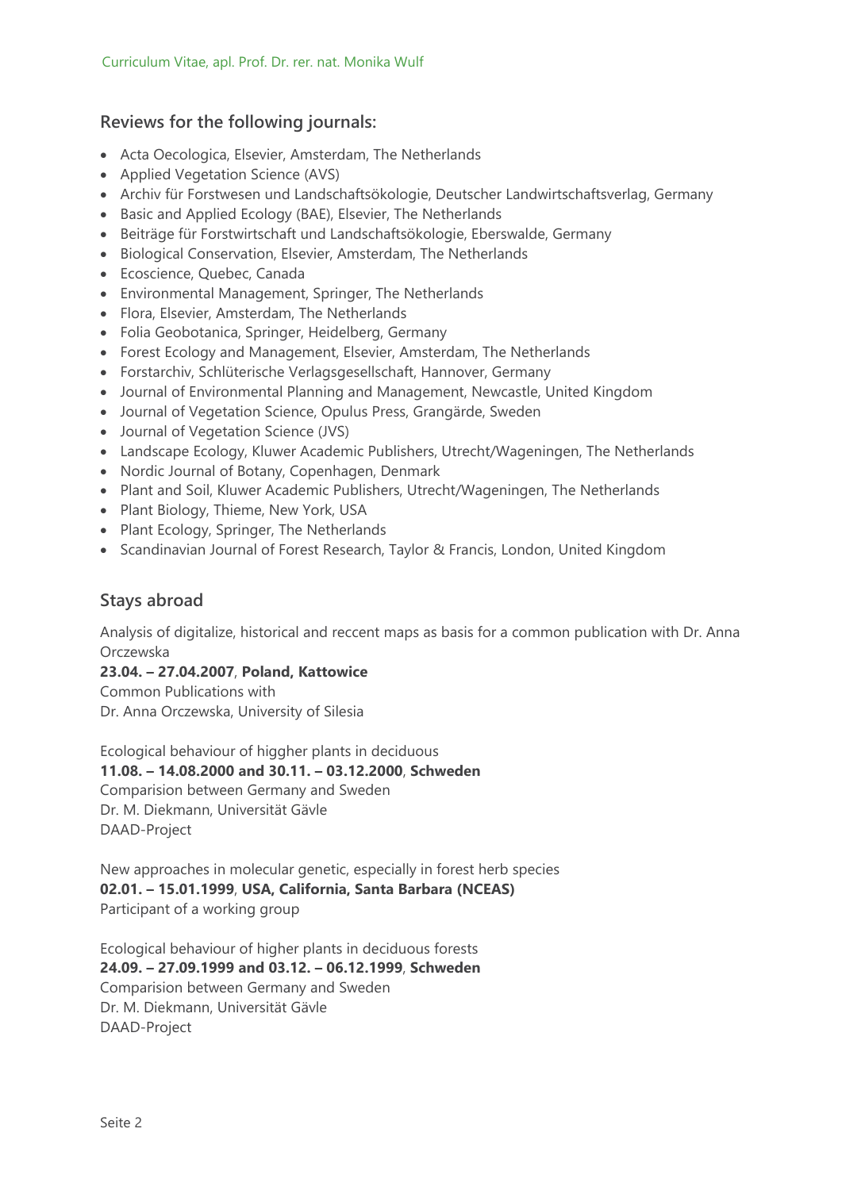## Reviews for the following journals:

- Acta Oecologica, Elsevier, Amsterdam, The Netherlands
- Applied Vegetation Science (AVS)
- Archiv für Forstwesen und Landschaftsökologie, Deutscher Landwirtschaftsverlag, Germany
- Basic and Applied Ecology (BAE), Elsevier, The Netherlands
- Beiträge für Forstwirtschaft und Landschaftsökologie, Eberswalde, Germany
- Biological Conservation, Elsevier, Amsterdam, The Netherlands
- Ecoscience, Quebec, Canada
- Environmental Management, Springer, The Netherlands
- Flora, Elsevier, Amsterdam, The Netherlands
- Folia Geobotanica, Springer, Heidelberg, Germany
- Forest Ecology and Management, Elsevier, Amsterdam, The Netherlands
- Forstarchiv, Schlüterische Verlagsgesellschaft, Hannover, Germany
- Journal of Environmental Planning and Management, Newcastle, United Kingdom
- Journal of Vegetation Science, Opulus Press, Grangärde, Sweden
- Journal of Vegetation Science (JVS)
- Landscape Ecology, Kluwer Academic Publishers, Utrecht/Wageningen, The Netherlands
- Nordic Journal of Botany, Copenhagen, Denmark
- Plant and Soil, Kluwer Academic Publishers, Utrecht/Wageningen, The Netherlands
- Plant Biology, Thieme, New York, USA
- Plant Ecology, Springer, The Netherlands
- Scandinavian Journal of Forest Research, Taylor & Francis, London, United Kingdom

## Stays abroad

Analysis of digitalize, historical and reccent maps as basis for a common publication with Dr. Anna Orczewska
**23.04. – 27.04.2007**, **Poland, Kattowice**
Common Publications with
Dr. Anna Orczewska, University of Silesia

Ecological behaviour of higgher plants in deciduous
**11.08. – 14.08.2000 and 30.11. – 03.12.2000**, **Schweden**
Comparision between Germany and Sweden
Dr. M. Diekmann, Universität Gävle
DAAD-Project

New approaches in molecular genetic, especially in forest herb species
**02.01. – 15.01.1999**, **USA, California, Santa Barbara (NCEAS)**
Participant of a working group

Ecological behaviour of higher plants in deciduous forests
**24.09. – 27.09.1999 and 03.12. – 06.12.1999**, **Schweden**
Comparision between Germany and Sweden
Dr. M. Diekmann, Universität Gävle
DAAD-Project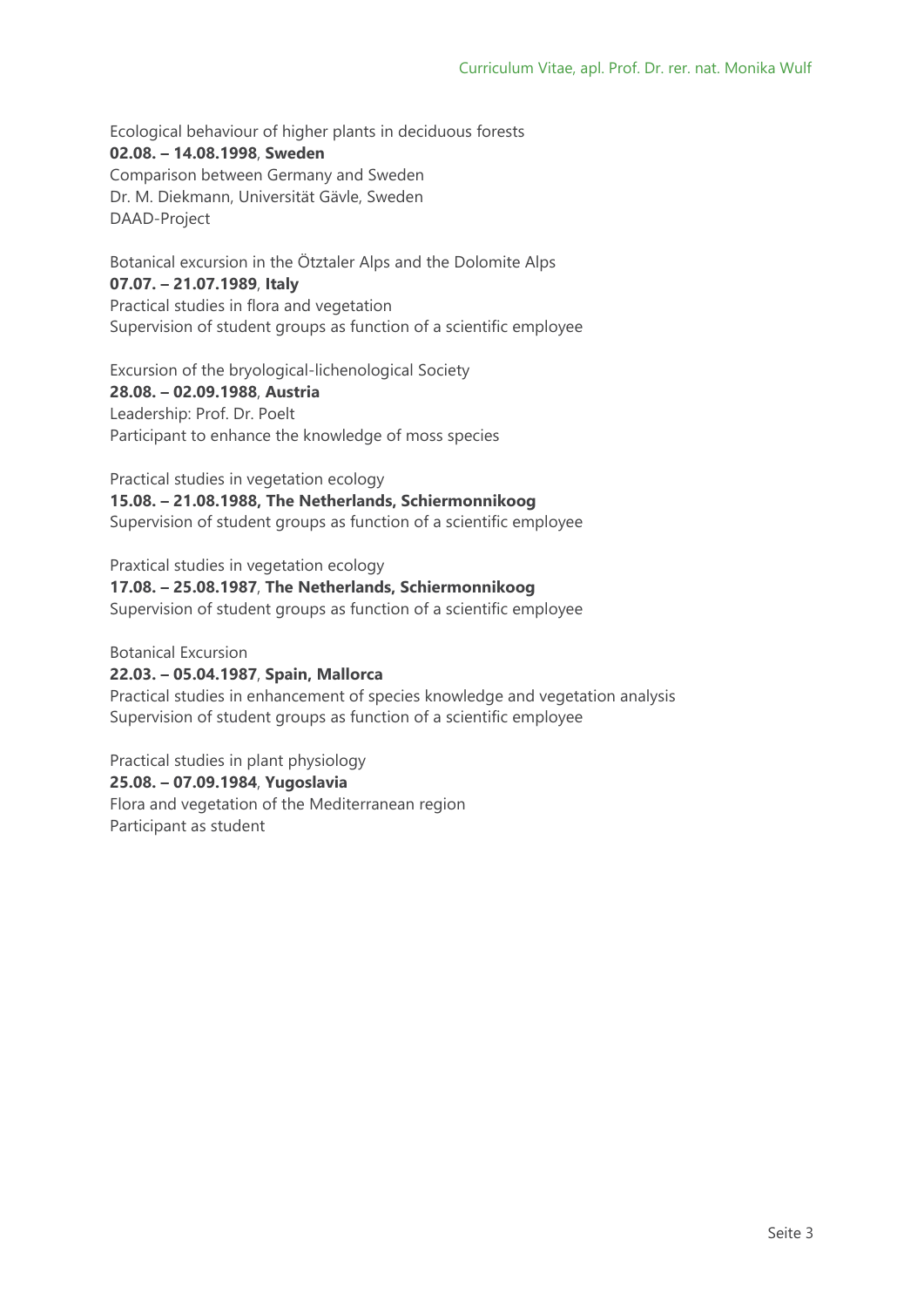Ecological behaviour of higher plants in deciduous forests
**02.08. – 14.08.1998**, **Sweden**
Comparison between Germany and Sweden
Dr. M. Diekmann, Universität Gävle, Sweden
DAAD-Project

Botanical excursion in the Ötztaler Alps and the Dolomite Alps
**07.07. – 21.07.1989**, **Italy**
Practical studies in flora and vegetation
Supervision of student groups as function of a scientific employee

Excursion of the bryological-lichenological Society
**28.08. – 02.09.1988**, **Austria**
Leadership: Prof. Dr. Poelt
Participant to enhance the knowledge of moss species

Practical studies in vegetation ecology
**15.08. – 21.08.1988, The Netherlands, Schiermonnikoog**
Supervision of student groups as function of a scientific employee

Praxtical studies in vegetation ecology
**17.08. – 25.08.1987**, **The Netherlands, Schiermonnikoog**
Supervision of student groups as function of a scientific employee

Botanical Excursion
**22.03. – 05.04.1987**, **Spain, Mallorca**
Practical studies in enhancement of species knowledge and vegetation analysis
Supervision of student groups as function of a scientific employee

Practical studies in plant physiology
**25.08. – 07.09.1984**, **Yugoslavia**
Flora and vegetation of the Mediterranean region
Participant as student